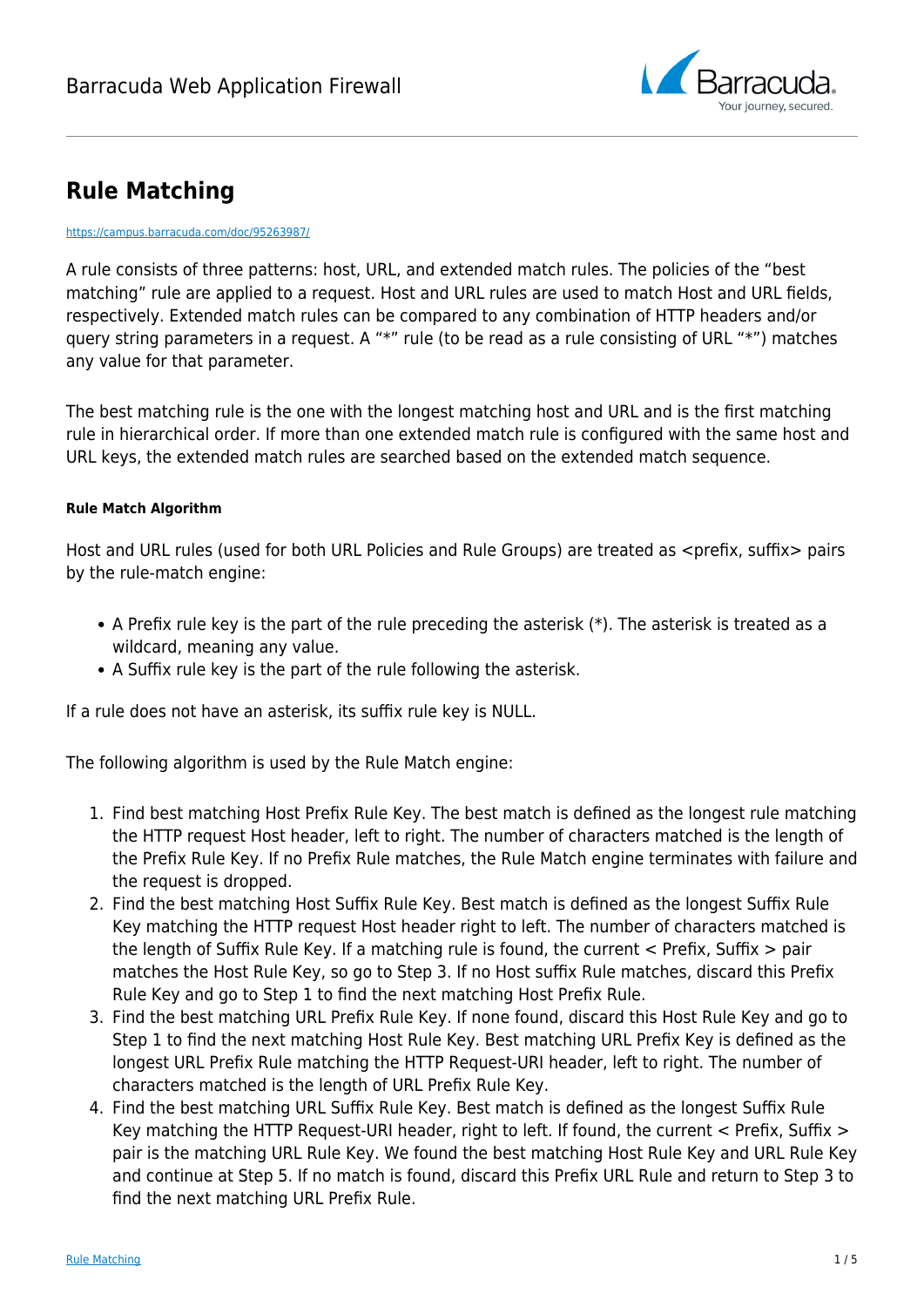# Rule Matching

https://campus.barracuda.com/doc/95263987/

A rule consists of three patterns: host, URL, and extended match rules. The policies of the "best matching" rule are applied to a request. Host and URL rules are used to match Host and URL fields, respectively. Extended match rules can be compared to any combination of HTTP headers and/or query string parameters in a request. A "*" rule (to be read as a rule consisting of URL "*") matches any value for that parameter.

The best matching rule is the one with the longest matching host and URL and is the first matching rule in hierarchical order. If more than one extended match rule is configured with the same host and URL keys, the extended match rules are searched based on the extended match sequence.

#### Rule Match Algorithm

Host and URL rules (used for both URL Policies and Rule Groups) are treated as <prefix, suffix> pairs by the rule-match engine:

- A Prefix rule key is the part of the rule preceding the asterisk (*). The asterisk is treated as a wildcard, meaning any value.
- A Suffix rule key is the part of the rule following the asterisk.

If a rule does not have an asterisk, its suffix rule key is NULL.

The following algorithm is used by the Rule Match engine:

1. Find best matching Host Prefix Rule Key. The best match is defined as the longest rule matching the HTTP request Host header, left to right. The number of characters matched is the length of the Prefix Rule Key. If no Prefix Rule matches, the Rule Match engine terminates with failure and the request is dropped.
2. Find the best matching Host Suffix Rule Key. Best match is defined as the longest Suffix Rule Key matching the HTTP request Host header right to left. The number of characters matched is the length of Suffix Rule Key. If a matching rule is found, the current < Prefix, Suffix > pair matches the Host Rule Key, so go to Step 3. If no Host suffix Rule matches, discard this Prefix Rule Key and go to Step 1 to find the next matching Host Prefix Rule.
3. Find the best matching URL Prefix Rule Key. If none found, discard this Host Rule Key and go to Step 1 to find the next matching Host Rule Key. Best matching URL Prefix Key is defined as the longest URL Prefix Rule matching the HTTP Request-URI header, left to right. The number of characters matched is the length of URL Prefix Rule Key.
4. Find the best matching URL Suffix Rule Key. Best match is defined as the longest Suffix Rule Key matching the HTTP Request-URI header, right to left. If found, the current < Prefix, Suffix > pair is the matching URL Rule Key. We found the best matching Host Rule Key and URL Rule Key and continue at Step 5. If no match is found, discard this Prefix URL Rule and return to Step 3 to find the next matching URL Prefix Rule.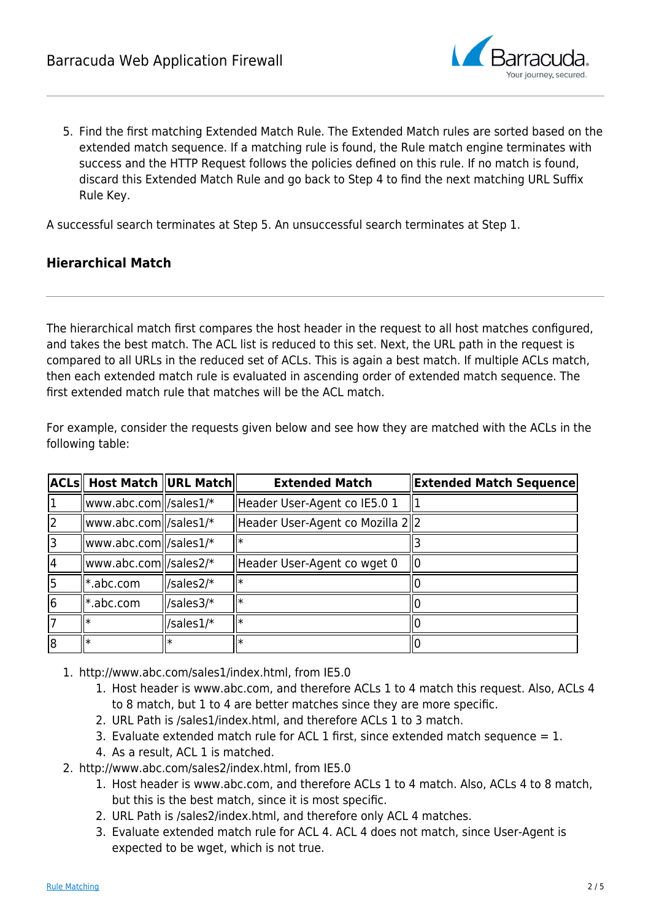5. Find the first matching Extended Match Rule. The Extended Match rules are sorted based on the extended match sequence. If a matching rule is found, the Rule match engine terminates with success and the HTTP Request follows the policies defined on this rule. If no match is found, discard this Extended Match Rule and go back to Step 4 to find the next matching URL Suffix Rule Key.

A successful search terminates at Step 5. An unsuccessful search terminates at Step 1.

## Hierarchical Match

The hierarchical match first compares the host header in the request to all host matches configured, and takes the best match. The ACL list is reduced to this set. Next, the URL path in the request is compared to all URLs in the reduced set of ACLs. This is again a best match. If multiple ACLs match, then each extended match rule is evaluated in ascending order of extended match sequence. The first extended match rule that matches will be the ACL match.

For example, consider the requests given below and see how they are matched with the ACLs in the following table:

| ACLs | Host Match | URL Match | Extended Match | Extended Match Sequence |
|---|---|---|---|---|
| 1 | www.abc.com | /sales1/* | Header User-Agent co IE5.0 1 | 1 |
| 2 | www.abc.com | /sales1/* | Header User-Agent co Mozilla 2 | 2 |
| 3 | www.abc.com | /sales1/* | * | 3 |
| 4 | www.abc.com | /sales2/* | Header User-Agent co wget 0 | 0 |
| 5 | *.abc.com | /sales2/* | * | 0 |
| 6 | *.abc.com | /sales3/* | * | 0 |
| 7 | * | /sales1/* | * | 0 |
| 8 | * | * | * | 0 |

1. http://www.abc.com/sales1/index.html, from IE5.0
    1. Host header is www.abc.com, and therefore ACLs 1 to 4 match this request. Also, ACLs 4 to 8 match, but 1 to 4 are better matches since they are more specific.
    2. URL Path is /sales1/index.html, and therefore ACLs 1 to 3 match.
    3. Evaluate extended match rule for ACL 1 first, since extended match sequence = 1.
    4. As a result, ACL 1 is matched.
2. http://www.abc.com/sales2/index.html, from IE5.0
    1. Host header is www.abc.com, and therefore ACLs 1 to 4 match. Also, ACLs 4 to 8 match, but this is the best match, since it is most specific.
    2. URL Path is /sales2/index.html, and therefore only ACL 4 matches.
    3. Evaluate extended match rule for ACL 4. ACL 4 does not match, since User-Agent is expected to be wget, which is not true.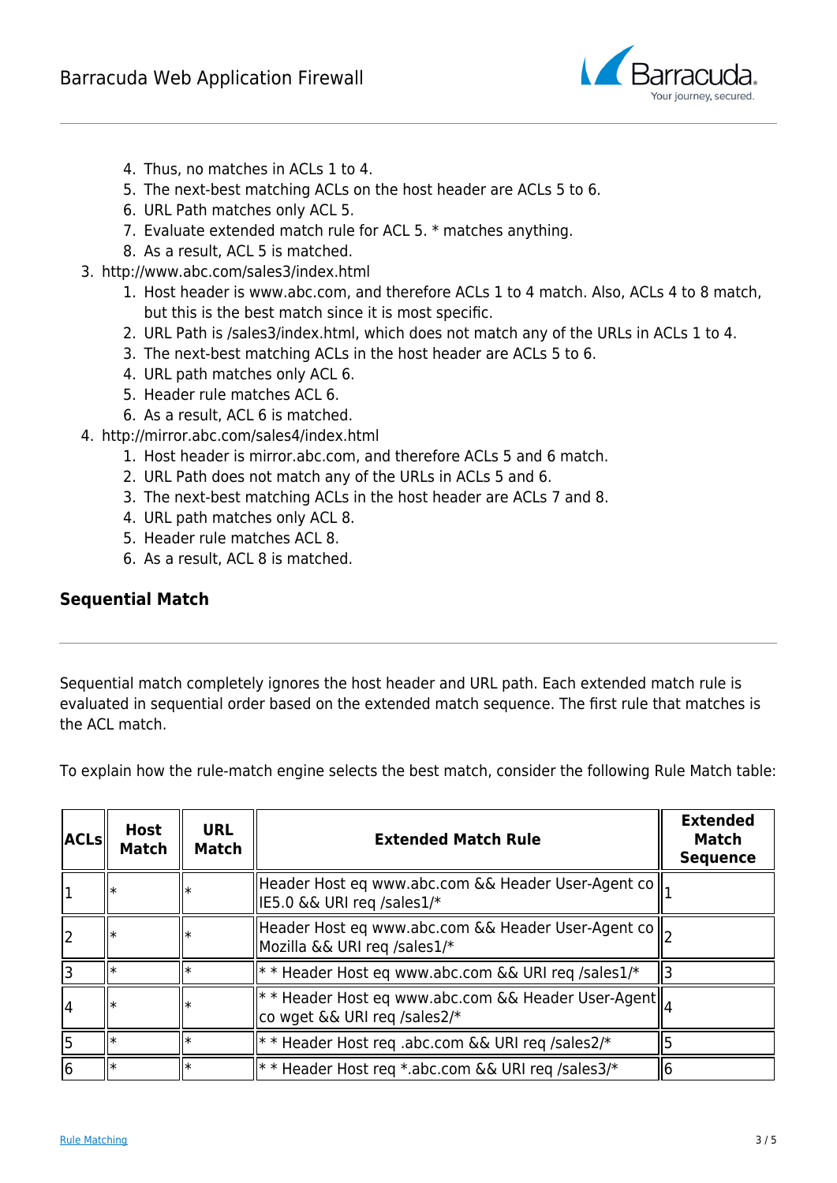4. Thus, no matches in ACLs 1 to 4.
   5. The next-best matching ACLs on the host header are ACLs 5 to 6.
   6. URL Path matches only ACL 5.
   7. Evaluate extended match rule for ACL 5. * matches anything.
   8. As a result, ACL 5 is matched.
3. http://www.abc.com/sales3/index.html
   1. Host header is www.abc.com, and therefore ACLs 1 to 4 match. Also, ACLs 4 to 8 match, but this is the best match since it is most specific.
   2. URL Path is /sales3/index.html, which does not match any of the URLs in ACLs 1 to 4.
   3. The next-best matching ACLs in the host header are ACLs 5 to 6.
   4. URL path matches only ACL 6.
   5. Header rule matches ACL 6.
   6. As a result, ACL 6 is matched.
4. http://mirror.abc.com/sales4/index.html
   1. Host header is mirror.abc.com, and therefore ACLs 5 and 6 match.
   2. URL Path does not match any of the URLs in ACLs 5 and 6.
   3. The next-best matching ACLs in the host header are ACLs 7 and 8.
   4. URL path matches only ACL 8.
   5. Header rule matches ACL 8.
   6. As a result, ACL 8 is matched.

### Sequential Match

Sequential match completely ignores the host header and URL path. Each extended match rule is evaluated in sequential order based on the extended match sequence. The first rule that matches is the ACL match.

To explain how the rule-match engine selects the best match, consider the following Rule Match table:

| ACLs | Host Match | URL Match | Extended Match Rule | Extended Match Sequence |
|---|---|---|---|---|
| 1 | * | * | Header Host eq www.abc.com && Header User-Agent co IE5.0 && URI req /sales1/* | 1 |
| 2 | * | * | Header Host eq www.abc.com && Header User-Agent co Mozilla && URI req /sales1/* | 2 |
| 3 | * | * | * * Header Host eq www.abc.com && URI req /sales1/* | 3 |
| 4 | * | * | * * Header Host eq www.abc.com && Header User-Agent co wget && URI req /sales2/* | 4 |
| 5 | * | * | * * Header Host req .abc.com && URI req /sales2/* | 5 |
| 6 | * | * | * * Header Host req *.abc.com && URI req /sales3/* | 6 |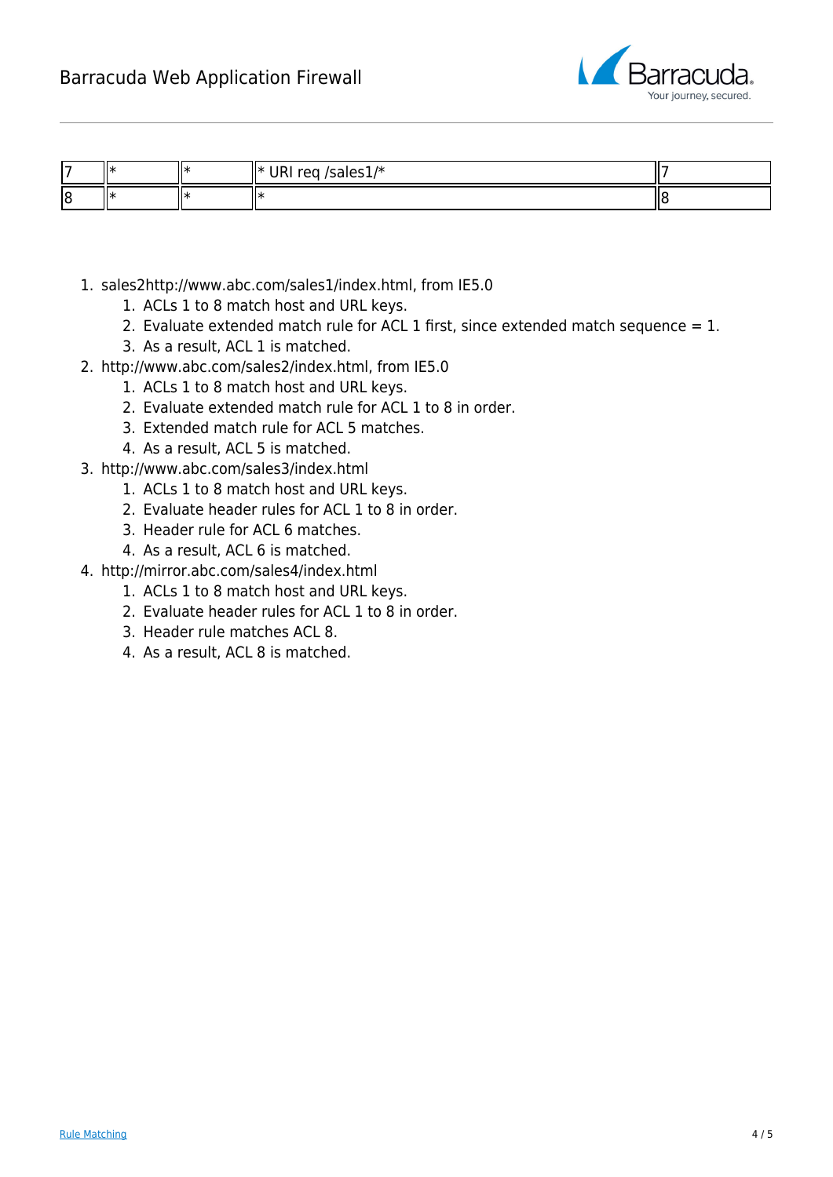| | | | | |
|---|---|---|---|---|
| 7 | * | * | * URI req /sales1/* | 7 |
| 8 | * | * | * | 8 |

1. sales2http://www.abc.com/sales1/index.html, from IE5.0
    1. ACLs 1 to 8 match host and URL keys.
    2. Evaluate extended match rule for ACL 1 first, since extended match sequence = 1.
    3. As a result, ACL 1 is matched.
2. http://www.abc.com/sales2/index.html, from IE5.0
    1. ACLs 1 to 8 match host and URL keys.
    2. Evaluate extended match rule for ACL 1 to 8 in order.
    3. Extended match rule for ACL 5 matches.
    4. As a result, ACL 5 is matched.
3. http://www.abc.com/sales3/index.html
    1. ACLs 1 to 8 match host and URL keys.
    2. Evaluate header rules for ACL 1 to 8 in order.
    3. Header rule for ACL 6 matches.
    4. As a result, ACL 6 is matched.
4. http://mirror.abc.com/sales4/index.html
    1. ACLs 1 to 8 match host and URL keys.
    2. Evaluate header rules for ACL 1 to 8 in order.
    3. Header rule matches ACL 8.
    4. As a result, ACL 8 is matched.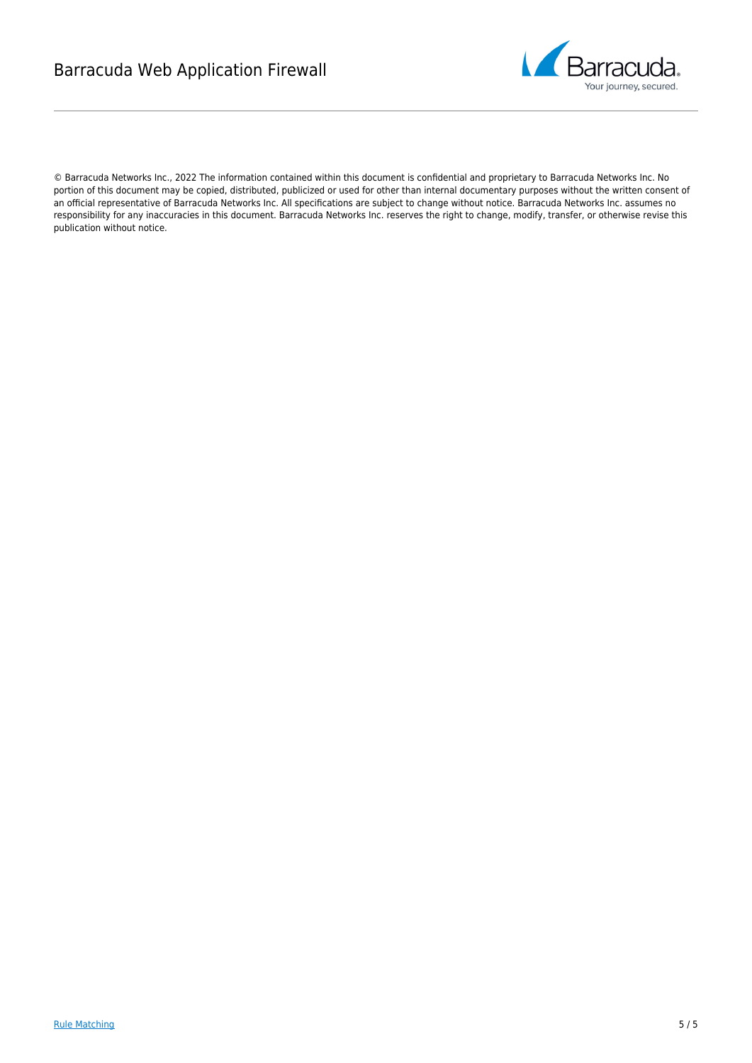© Barracuda Networks Inc., 2022 The information contained within this document is confidential and proprietary to Barracuda Networks Inc. No portion of this document may be copied, distributed, publicized or used for other than internal documentary purposes without the written consent of an official representative of Barracuda Networks Inc. All specifications are subject to change without notice. Barracuda Networks Inc. assumes no responsibility for any inaccuracies in this document. Barracuda Networks Inc. reserves the right to change, modify, transfer, or otherwise revise this publication without notice.